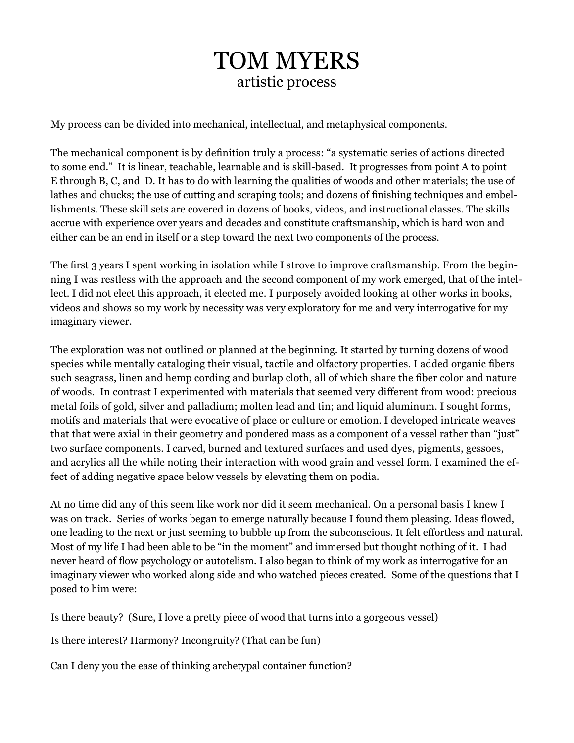# TOM MYERS
## artistic process

My process can be divided into mechanical, intellectual, and metaphysical components.

The mechanical component is by definition truly a process: "a systematic series of actions directed to some end." It is linear, teachable, learnable and is skill-based. It progresses from point A to point E through B, C, and D. It has to do with learning the qualities of woods and other materials; the use of lathes and chucks; the use of cutting and scraping tools; and dozens of finishing techniques and embellishments. These skill sets are covered in dozens of books, videos, and instructional classes. The skills accrue with experience over years and decades and constitute craftsmanship, which is hard won and either can be an end in itself or a step toward the next two components of the process.

The first 3 years I spent working in isolation while I strove to improve craftsmanship. From the beginning I was restless with the approach and the second component of my work emerged, that of the intellect. I did not elect this approach, it elected me. I purposely avoided looking at other works in books, videos and shows so my work by necessity was very exploratory for me and very interrogative for my imaginary viewer.

The exploration was not outlined or planned at the beginning. It started by turning dozens of wood species while mentally cataloging their visual, tactile and olfactory properties. I added organic fibers such seagrass, linen and hemp cording and burlap cloth, all of which share the fiber color and nature of woods. In contrast I experimented with materials that seemed very different from wood: precious metal foils of gold, silver and palladium; molten lead and tin; and liquid aluminum. I sought forms, motifs and materials that were evocative of place or culture or emotion. I developed intricate weaves that that were axial in their geometry and pondered mass as a component of a vessel rather than "just" two surface components. I carved, burned and textured surfaces and used dyes, pigments, gessoes, and acrylics all the while noting their interaction with wood grain and vessel form. I examined the effect of adding negative space below vessels by elevating them on podia.

At no time did any of this seem like work nor did it seem mechanical. On a personal basis I knew I was on track. Series of works began to emerge naturally because I found them pleasing. Ideas flowed, one leading to the next or just seeming to bubble up from the subconscious. It felt effortless and natural. Most of my life I had been able to be "in the moment" and immersed but thought nothing of it. I had never heard of flow psychology or autotelism. I also began to think of my work as interrogative for an imaginary viewer who worked along side and who watched pieces created. Some of the questions that I posed to him were:

Is there beauty? (Sure, I love a pretty piece of wood that turns into a gorgeous vessel)

Is there interest? Harmony? Incongruity? (That can be fun)

Can I deny you the ease of thinking archetypal container function?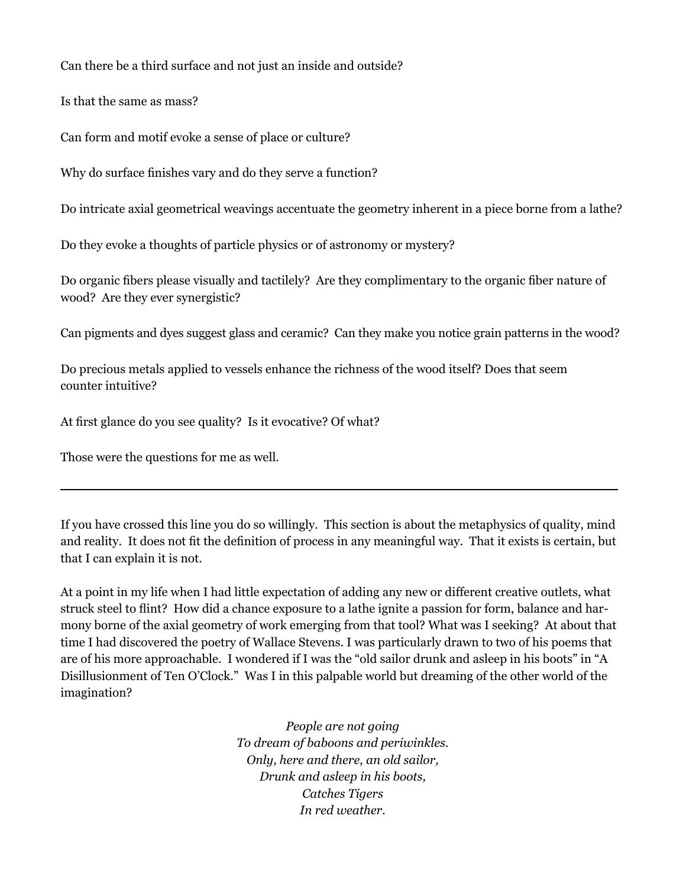Can there be a third surface and not just an inside and outside?

Is that the same as mass?

Can form and motif evoke a sense of place or culture?

Why do surface finishes vary and do they serve a function?

Do intricate axial geometrical weavings accentuate the geometry inherent in a piece borne from a lathe?

Do they evoke a thoughts of particle physics or of astronomy or mystery?

Do organic fibers please visually and tactilely? Are they complimentary to the organic fiber nature of wood? Are they ever synergistic?

Can pigments and dyes suggest glass and ceramic? Can they make you notice grain patterns in the wood?

Do precious metals applied to vessels enhance the richness of the wood itself? Does that seem counter intuitive?

At first glance do you see quality? Is it evocative? Of what?

Those were the questions for me as well.

---

If you have crossed this line you do so willingly. This section is about the metaphysics of quality, mind and reality. It does not fit the definition of process in any meaningful way. That it exists is certain, but that I can explain it is not.

At a point in my life when I had little expectation of adding any new or different creative outlets, what struck steel to flint? How did a chance exposure to a lathe ignite a passion for form, balance and harmony borne of the axial geometry of work emerging from that tool? What was I seeking? At about that time I had discovered the poetry of Wallace Stevens. I was particularly drawn to two of his poems that are of his more approachable. I wondered if I was the "old sailor drunk and asleep in his boots" in "A Disillusionment of Ten O'Clock." Was I in this palpable world but dreaming of the other world of the imagination?

*People are not going*
*To dream of baboons and periwinkles.*
*Only, here and there, an old sailor,*
*Drunk and asleep in his boots,*
*Catches Tigers*
*In red weather.*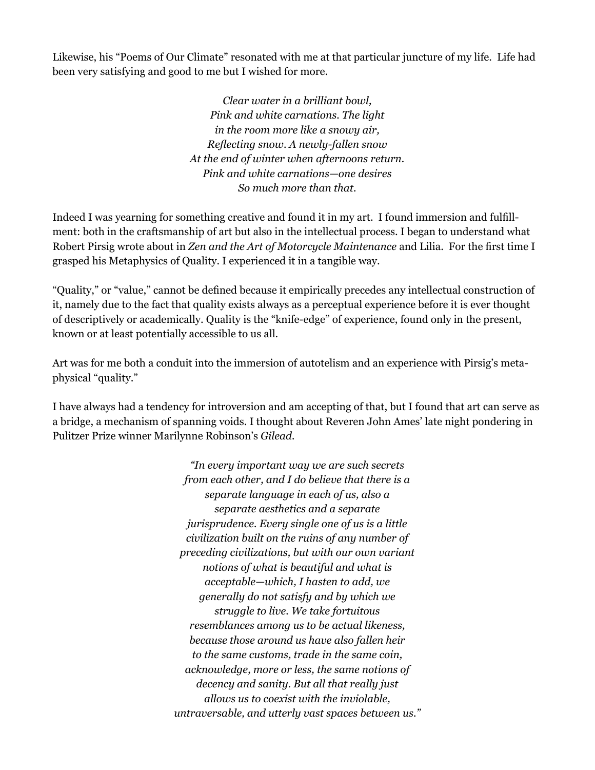Likewise, his “Poems of Our Climate” resonated with me at that particular juncture of my life. Life had been very satisfying and good to me but I wished for more.

> *Clear water in a brilliant bowl,*
> *Pink and white carnations. The light*
> *in the room more like a snowy air,*
> *Reflecting snow. A newly-fallen snow*
> *At the end of winter when afternoons return.*
> *Pink and white carnations—one desires*
> *So much more than that.*

Indeed I was yearning for something creative and found it in my art. I found immersion and fulfillment: both in the craftsmanship of art but also in the intellectual process. I began to understand what Robert Pirsig wrote about in *Zen and the Art of Motorcycle Maintenance* and Lilia. For the first time I grasped his Metaphysics of Quality. I experienced it in a tangible way.

“Quality,” or “value,” cannot be defined because it empirically precedes any intellectual construction of it, namely due to the fact that quality exists always as a perceptual experience before it is ever thought of descriptively or academically. Quality is the “knife-edge” of experience, found only in the present, known or at least potentially accessible to us all.

Art was for me both a conduit into the immersion of autotelism and an experience with Pirsig’s metaphysical “quality.”

I have always had a tendency for introversion and am accepting of that, but I found that art can serve as a bridge, a mechanism of spanning voids. I thought about Reveren John Ames’ late night pondering in Pulitzer Prize winner Marilynne Robinson’s *Gilead*.

> *“In every important way we are such secrets from each other, and I do believe that there is a separate language in each of us, also a separate aesthetics and a separate jurisprudence. Every single one of us is a little civilization built on the ruins of any number of preceding civilizations, but with our own variant notions of what is beautiful and what is acceptable—which, I hasten to add, we generally do not satisfy and by which we struggle to live. We take fortuitous resemblances among us to be actual likeness, because those around us have also fallen heir to the same customs, trade in the same coin, acknowledge, more or less, the same notions of decency and sanity. But all that really just allows us to coexist with the inviolable, untraversable, and utterly vast spaces between us.”*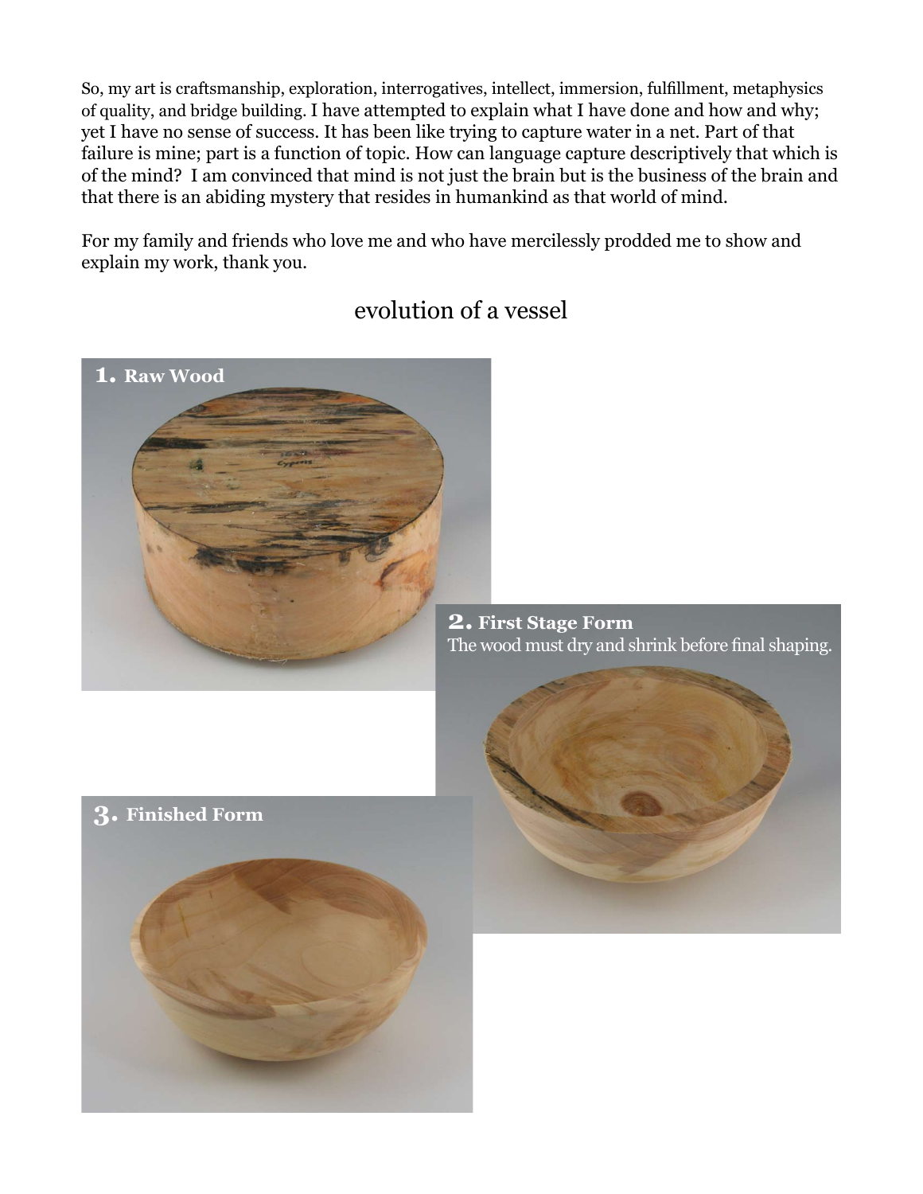So, my art is craftsmanship, exploration, interrogatives, intellect, immersion, fulfillment, metaphysics of quality, and bridge building. I have attempted to explain what I have done and how and why; yet I have no sense of success. It has been like trying to capture water in a net. Part of that failure is mine; part is a function of topic. How can language capture descriptively that which is of the mind? I am convinced that mind is not just the brain but is the business of the brain and that there is an abiding mystery that resides in humankind as that world of mind.

For my family and friends who love me and who have mercilessly prodded me to show and explain my work, thank you.

## evolution of a vessel

**1. Raw Wood**

**2. First Stage Form**
The wood must dry and shrink before final shaping.

**3. Finished Form**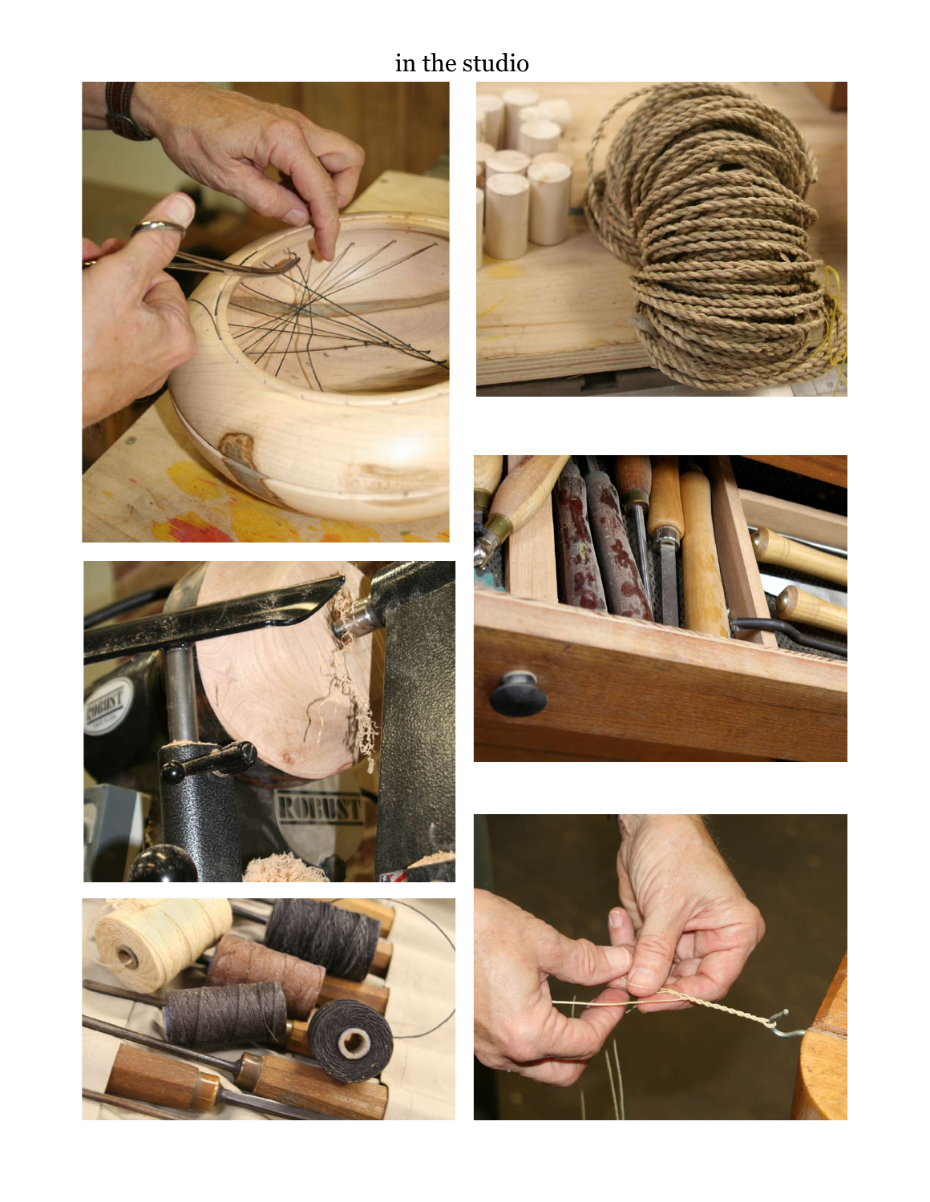in the studio